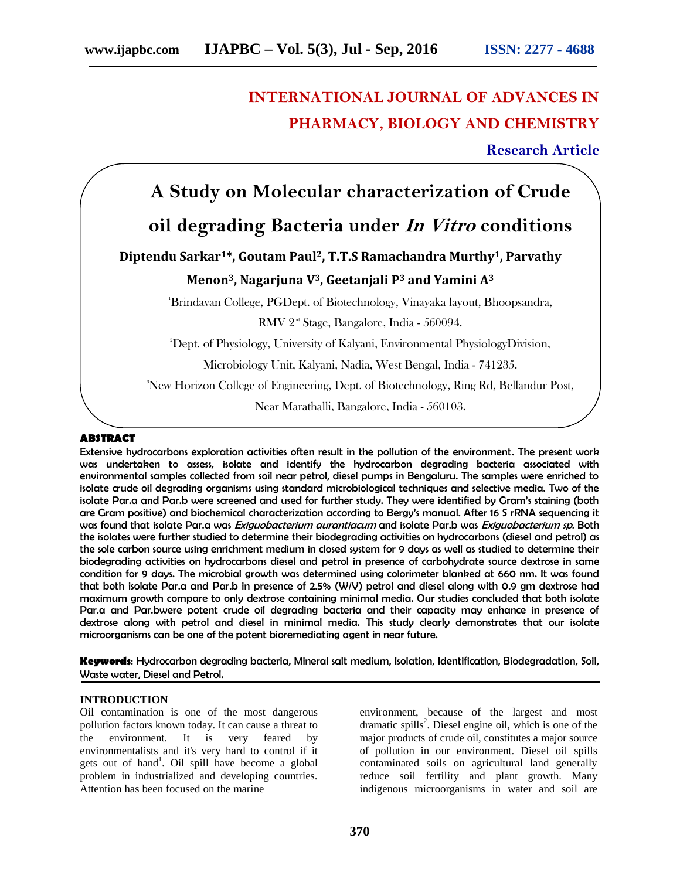# INTERNATIONAL JOURNAL OF ADVANCES IN PHARMACY, BIOLOGY AND CHEMISTRY

**Research Article**

# A Study on Molecular characterization of Crude oil degrading Bacteria under *In Vitro* conditions

**Diptendu Sarkar[1]*, Goutam Paul[2], T.T.S Ramachandra Murthy[1], Parvathy Menon[3], Nagarjuna V[3], Geetanjali P[3] and Yamini A[3]**

[1]Brindavan College, PGDept. of Biotechnology, Vinayaka layout, Bhoopsandra, RMV 2[nd] Stage, Bangalore, India - 560094.

[2]Dept. of Physiology, University of Kalyani, Environmental PhysiologyDivision, Microbiology Unit, Kalyani, Nadia, West Bengal, India - 741235.

[3]New Horizon College of Engineering, Dept. of Biotechnology, Ring Rd, Bellandur Post, Near Marathalli, Bangalore, India - 560103.

## ABSTRACT

Extensive hydrocarbons exploration activities often result in the pollution of the environment. The present work was undertaken to assess, isolate and identify the hydrocarbon degrading bacteria associated with environmental samples collected from soil near petrol, diesel pumps in Bengaluru. The samples were enriched to isolate crude oil degrading organisms using standard microbiological techniques and selective media. Two of the isolate Par.a and Par.b were screened and used for further study. They were identified by Gram's staining (both are Gram positive) and biochemical characterization according to Bergy's manual. After 16 S rRNA sequencing it was found that isolate Par.a was *Exiguobacterium aurantiacum* and isolate Par.b was *Exiguobacterium sp.* Both the isolates were further studied to determine their biodegrading activities on hydrocarbons (diesel and petrol) as the sole carbon source using enrichment medium in closed system for 9 days as well as studied to determine their biodegrading activities on hydrocarbons diesel and petrol in presence of carbohydrate source dextrose in same condition for 9 days. The microbial growth was determined using colorimeter blanked at 660 nm. It was found that both isolate Par.a and Par.b in presence of 2.5% (W/V) petrol and diesel along with 0.9 gm dextrose had maximum growth compare to only dextrose containing minimal media. Our studies concluded that both isolate Par.a and Par.bwere potent crude oil degrading bacteria and their capacity may enhance in presence of dextrose along with petrol and diesel in minimal media. This study clearly demonstrates that our isolate microorganisms can be one of the potent bioremediating agent in near future.

**Keywords**: Hydrocarbon degrading bacteria, Mineral salt medium, Isolation, Identification, Biodegradation, Soil, Waste water, Diesel and Petrol.

## INTRODUCTION

Oil contamination is one of the most dangerous pollution factors known today. It can cause a threat to the environment. It is very feared by environmentalists and it's very hard to control if it gets out of hand[1]. Oil spill have become a global problem in industrialized and developing countries. Attention has been focused on the marine environment, because of the largest and most dramatic spills[2]. Diesel engine oil, which is one of the major products of crude oil, constitutes a major source of pollution in our environment. Diesel oil spills contaminated soils on agricultural land generally reduce soil fertility and plant growth. Many indigenous microorganisms in water and soil are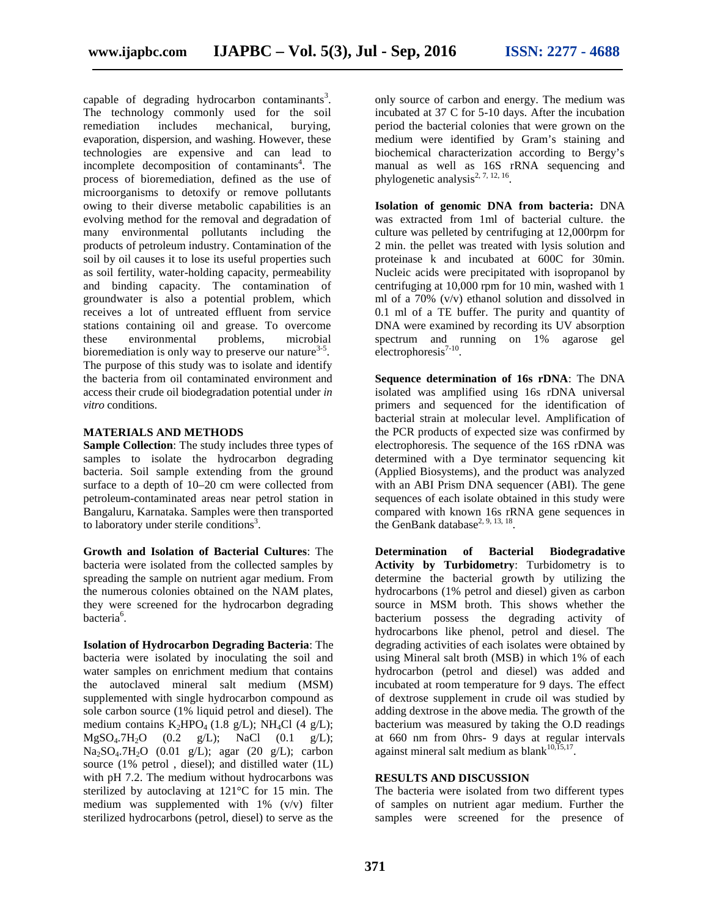capable of degrading hydrocarbon contaminants[3]. The technology commonly used for the soil remediation includes mechanical, burying, evaporation, dispersion, and washing. However, these technologies are expensive and can lead to incomplete decomposition of contaminants[4]. The process of bioremediation, defined as the use of microorganisms to detoxify or remove pollutants owing to their diverse metabolic capabilities is an evolving method for the removal and degradation of many environmental pollutants including the products of petroleum industry. Contamination of the soil by oil causes it to lose its useful properties such as soil fertility, water-holding capacity, permeability and binding capacity. The contamination of groundwater is also a potential problem, which receives a lot of untreated effluent from service stations containing oil and grease. To overcome these environmental problems, microbial bioremediation is only way to preserve our nature[3-5]. The purpose of this study was to isolate and identify the bacteria from oil contaminated environment and access their crude oil biodegradation potential under *in vitro* conditions.

## MATERIALS AND METHODS

**Sample Collection**: The study includes three types of samples to isolate the hydrocarbon degrading bacteria. Soil sample extending from the ground surface to a depth of 10–20 cm were collected from petroleum-contaminated areas near petrol station in Bangaluru, Karnataka. Samples were then transported to laboratory under sterile conditions[3].

**Growth and Isolation of Bacterial Cultures**: The bacteria were isolated from the collected samples by spreading the sample on nutrient agar medium. From the numerous colonies obtained on the NAM plates, they were screened for the hydrocarbon degrading bacteria[6].

**Isolation of Hydrocarbon Degrading Bacteria**: The bacteria were isolated by inoculating the soil and water samples on enrichment medium that contains the autoclaved mineral salt medium (MSM) supplemented with single hydrocarbon compound as sole carbon source (1% liquid petrol and diesel). The medium contains $K_2HPO_4$ (1.8 g/L); $NH_4Cl$ (4 g/L); $MgSO_4.7H_2O$ (0.2 g/L); NaCl (0.1 g/L); $Na_2SO_4.7H_2O$ (0.01 g/L); agar (20 g/L); carbon source (1% petrol , diesel); and distilled water (1L) with pH 7.2. The medium without hydrocarbons was sterilized by autoclaving at 121°C for 15 min. The medium was supplemented with 1% (v/v) filter sterilized hydrocarbons (petrol, diesel) to serve as the only source of carbon and energy. The medium was incubated at 37 C for 5-10 days. After the incubation period the bacterial colonies that were grown on the medium were identified by Gram's staining and biochemical characterization according to Bergy's manual as well as 16S rRNA sequencing and phylogenetic analysis[2, 7, 12, 16].

**Isolation of genomic DNA from bacteria:** DNA was extracted from 1ml of bacterial culture. the culture was pelleted by centrifuging at 12,000rpm for 2 min. the pellet was treated with lysis solution and proteinase k and incubated at 600C for 30min. Nucleic acids were precipitated with isopropanol by centrifuging at 10,000 rpm for 10 min, washed with 1 ml of a 70% (v/v) ethanol solution and dissolved in 0.1 ml of a TE buffer. The purity and quantity of DNA were examined by recording its UV absorption spectrum and running on 1% agarose gel electrophoresis[7-10].

**Sequence determination of 16s rDNA**: The DNA isolated was amplified using 16s rDNA universal primers and sequenced for the identification of bacterial strain at molecular level. Amplification of the PCR products of expected size was confirmed by electrophoresis. The sequence of the 16S rDNA was determined with a Dye terminator sequencing kit (Applied Biosystems), and the product was analyzed with an ABI Prism DNA sequencer (ABI). The gene sequences of each isolate obtained in this study were compared with known 16s rRNA gene sequences in the GenBank database[2, 9, 13, 18].

**Determination of Bacterial Biodegradative Activity by Turbidometry**: Turbidometry is to determine the bacterial growth by utilizing the hydrocarbons (1% petrol and diesel) given as carbon source in MSM broth. This shows whether the bacterium possess the degrading activity of hydrocarbons like phenol, petrol and diesel. The degrading activities of each isolates were obtained by using Mineral salt broth (MSB) in which 1% of each hydrocarbon (petrol and diesel) was added and incubated at room temperature for 9 days. The effect of dextrose supplement in crude oil was studied by adding dextrose in the above media. The growth of the bacterium was measured by taking the O.D readings at 660 nm from 0hrs- 9 days at regular intervals against mineral salt medium as blank[10,15,17].

## RESULTS AND DISCUSSION

The bacteria were isolated from two different types of samples on nutrient agar medium. Further the samples were screened for the presence of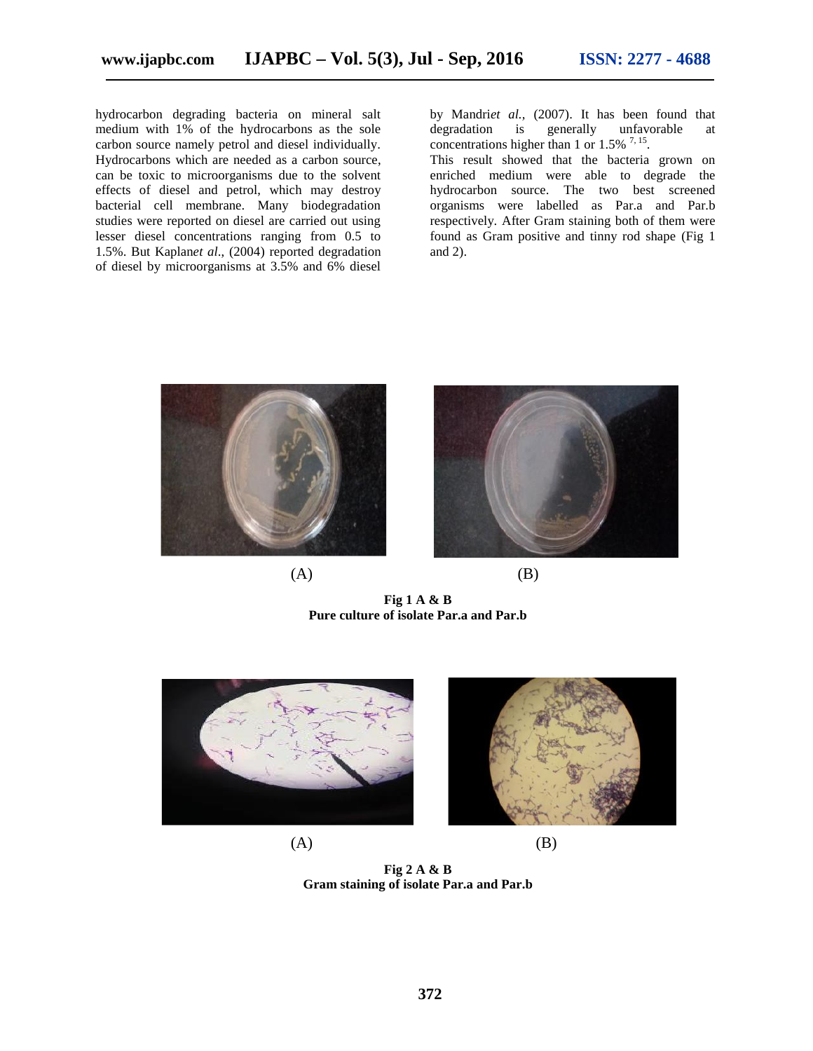hydrocarbon degrading bacteria on mineral salt medium with 1% of the hydrocarbons as the sole carbon source namely petrol and diesel individually. Hydrocarbons which are needed as a carbon source, can be toxic to microorganisms due to the solvent effects of diesel and petrol, which may destroy bacterial cell membrane. Many biodegradation studies were reported on diesel are carried out using lesser diesel concentrations ranging from 0.5 to 1.5%. But Kaplan*et al*., (2004) reported degradation of diesel by microorganisms at 3.5% and 6% diesel by Mandri*et al.,* (2007). It has been found that degradation is generally unfavorable at concentrations higher than 1 or 1.5% [7, 15].

This result showed that the bacteria grown on enriched medium were able to degrade the hydrocarbon source. The two best screened organisms were labelled as Par.a and Par.b respectively. After Gram staining both of them were found as Gram positive and tinny rod shape (Fig 1 and 2).

(A) (B)

**Fig 1 A & B**
**Pure culture of isolate Par.a and Par.b**

(A) (B)

**Fig 2 A & B**
**Gram staining of isolate Par.a and Par.b**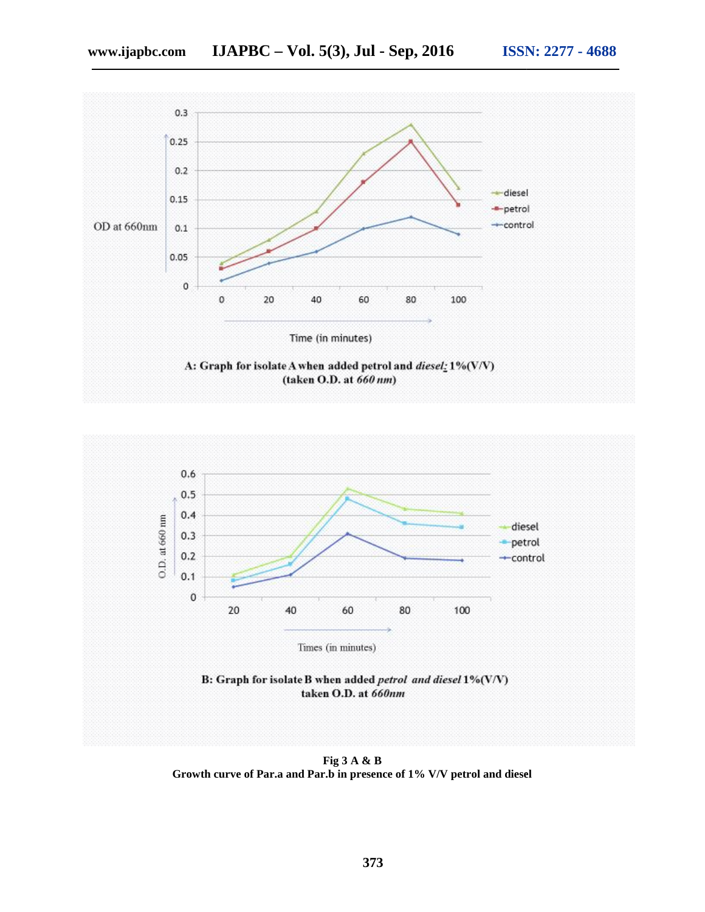0.3
0.25
0.2
0.15
0.1
0.05
0

OD at 660nm

0 20 40 60 80 100

Time (in minutes)

diesel
petrol
control

**A: Graph for isolate A when added petrol and *diesel*: 1%(V/V) (taken O.D. at *660 nm*)**

0.6
0.5
0.4
0.3
0.2
0.1
0

O.D. at 660 nm

20 40 60 80 100

Times (in minutes)

diesel
petrol
control

**B: Graph for isolate B when added *petrol and diesel* 1%(V/V) taken O.D. at *660nm***

**Fig 3 A & B**
**Growth curve of Par.a and Par.b in presence of 1% V/V petrol and diesel**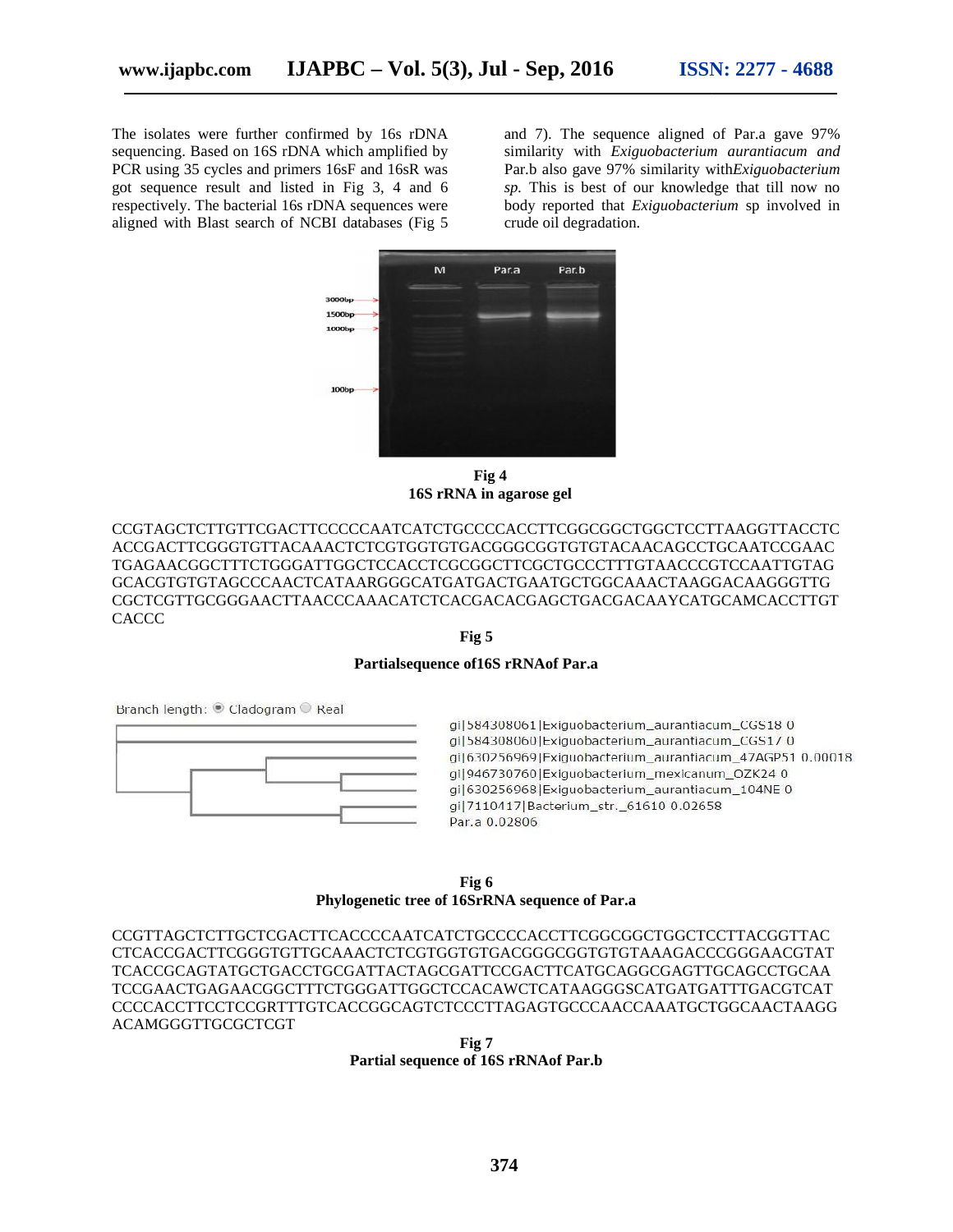The isolates were further confirmed by 16s rDNA sequencing. Based on 16S rDNA which amplified by PCR using 35 cycles and primers 16sF and 16sR was got sequence result and listed in Fig 3, 4 and 6 respectively. The bacterial 16s rDNA sequences were aligned with Blast search of NCBI databases (Fig 5 and 7). The sequence aligned of Par.a gave 97% similarity with *Exiguobacterium aurantiacum and* Par.b also gave 97% similarity with*Exiguobacterium sp.* This is best of our knowledge that till now no body reported that *Exiguobacterium* sp involved in crude oil degradation.

M Par.a Par.b

3000bp

1500bp

1000bp

100bp

**Fig 4**
**16S rRNA in agarose gel**

CCGTAGCTCTTGTTCGACTTCCCCCAATCATCTGCCCCACCTTCGGCGGCTGGCTCCTTAAGGTTACCTC
ACCGACTTCGGGTGTTACAAACTCTCGTGGTGTGACGGGCGGTGTGTACAACAGCCTGCAATCCGAAC
TGAGAACGGCTTTCTGGGATTGGCTCCACCTCGCGGCTTCGCTGCCCTTTGTAACCCGTCCAATTGTAG
GCACGTGTGTAGCCCAACTCATAARGGGCATGATGACTGAATGCTGGCAAACTAAGGACAAGGGTTG
CGCTCGTTGCGGGAACTTAACCCAAACATCTCACGACACGAGCTGACGACAAYCATGCAMCACCTTGT
CACCC

**Fig 5**

**Partialsequence of16S rRNAof Par.a**

Branch length: Cladogram Real

gi|584308061|Exiguobacterium_aurantiacum_CGS18 0
gi|584308060|Exiguobacterium_aurantiacum_CGS17 0
gi|630256969|Exiguobacterium_aurantiacum_47AGP51 0.00018
gi|946730760|Exiguobacterium_mexicanum_OZK24 0
gi|630256968|Exiguobacterium_aurantiacum_104NE 0
gi|7110417|Bacterium_str._61610 0.02658
Par.a 0.02806

**Fig 6**
**Phylogenetic tree of 16SrRNA sequence of Par.a**

CCGTTAGCTCTTGCTCGACTTCACCCCAATCATCTGCCCCACCTTCGGCGGCTGGCTCCTTACGGTTAC
CTCACCGACTTCGGGTGTTGCAAACTCTCGTGGTGTGACGGGCGGTGTGTAAAGACCCGGGAACGTAT
TCACCGCAGTATGCTGACCTGCGATTACTAGCGATTCCGACTTCATGCAGGCGAGTTGCAGCCTGCAA
TCCGAACTGAGAACGGCTTTCTGGGATTGGCTCCACAWCTCATAAGGGSCATGATGATTTGACGTCAT
CCCCACCTTCCTCCGRTTTGTCACCGGCAGTCTCCCTTAGAGTGCCCAACCAAATGCTGGCAACTAAGG
ACAMGGGTTGCGCTCGT

**Fig 7**
**Partial sequence of 16S rRNAof Par.b**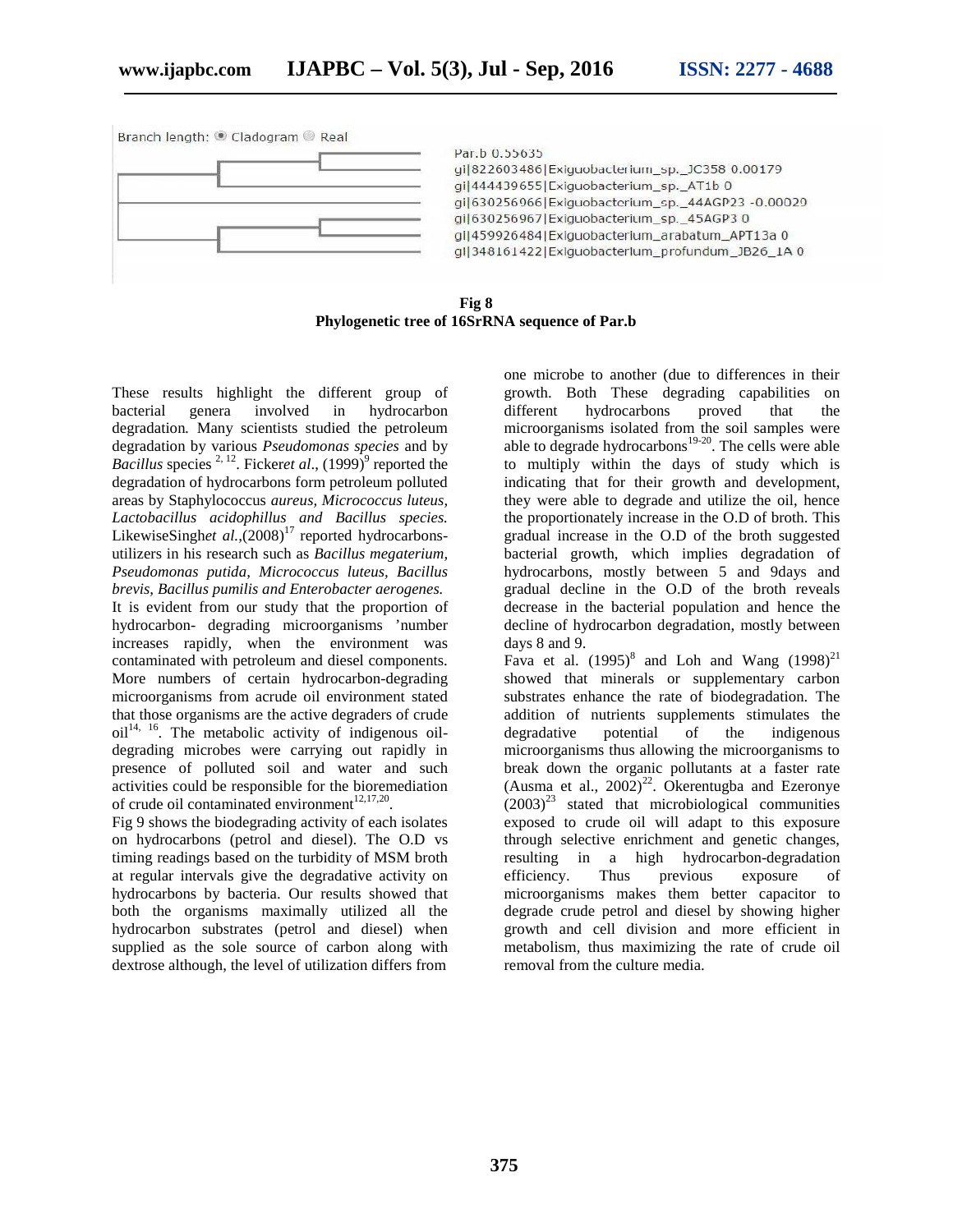Branch length: Cladogram Real

Par.b 0.55635
gi|822603486|Exiguobacterium_sp._JC358 0.00179
gi|444439655|Exiguobacterium_sp._AT1b 0
gi|630256966|Exiguobacterium_sp._44AGP23 -0.00020
gi|630256967|Exiguobacterium_sp._45AGP3 0
gi|459926484|Exiguobacterium_arabatum_APT13a 0
gi|348161422|Exiguobacterium_profundum_JB26_1A 0

**Fig 8**
**Phylogenetic tree of 16SrRNA sequence of Par.b**

These results highlight the different group of bacterial genera involved in hydrocarbon degradation. Many scientists studied the petroleum degradation by various *Pseudomonas species* and by *Bacillus* species [2, 12]. Ficker*et al*., (1999)[9] reported the degradation of hydrocarbons form petroleum polluted areas by Staphylococcus *aureus, Micrococcus luteus, Lactobacillus acidophillus and Bacillus species.* LikewiseSingh*et al.*,(2008)[17] reported hydrocarbons-utilizers in his research such as *Bacillus megaterium, Pseudomonas putida, Micrococcus luteus, Bacillus brevis, Bacillus pumilis and Enterobacter aerogenes.*

It is evident from our study that the proportion of hydrocarbon- degrading microorganisms 'number increases rapidly, when the environment was contaminated with petroleum and diesel components. More numbers of certain hydrocarbon-degrading microorganisms from acrude oil environment stated that those organisms are the active degraders of crude oil[14, 16]. The metabolic activity of indigenous oil-degrading microbes were carrying out rapidly in presence of polluted soil and water and such activities could be responsible for the bioremediation of crude oil contaminated environment[12,17,20].

Fig 9 shows the biodegrading activity of each isolates on hydrocarbons (petrol and diesel). The O.D vs timing readings based on the turbidity of MSM broth at regular intervals give the degradative activity on hydrocarbons by bacteria. Our results showed that both the organisms maximally utilized all the hydrocarbon substrates (petrol and diesel) when supplied as the sole source of carbon along with dextrose although, the level of utilization differs from one microbe to another (due to differences in their growth. Both These degrading capabilities on different hydrocarbons proved that the microorganisms isolated from the soil samples were able to degrade hydrocarbons[19-20]. The cells were able to multiply within the days of study which is indicating that for their growth and development, they were able to degrade and utilize the oil, hence the proportionately increase in the O.D of broth. This gradual increase in the O.D of the broth suggested bacterial growth, which implies degradation of hydrocarbons, mostly between 5 and 9days and gradual decline in the O.D of the broth reveals decrease in the bacterial population and hence the decline of hydrocarbon degradation, mostly between days 8 and 9.

Fava et al. (1995)[8] and Loh and Wang (1998)[21] showed that minerals or supplementary carbon substrates enhance the rate of biodegradation. The addition of nutrients supplements stimulates the degradative potential of the indigenous microorganisms thus allowing the microorganisms to break down the organic pollutants at a faster rate (Ausma et al., 2002)[22]. Okerentugba and Ezeronye (2003)[23] stated that microbiological communities exposed to crude oil will adapt to this exposure through selective enrichment and genetic changes, resulting in a high hydrocarbon-degradation efficiency. Thus previous exposure of microorganisms makes them better capacitor to degrade crude petrol and diesel by showing higher growth and cell division and more efficient in metabolism, thus maximizing the rate of crude oil removal from the culture media.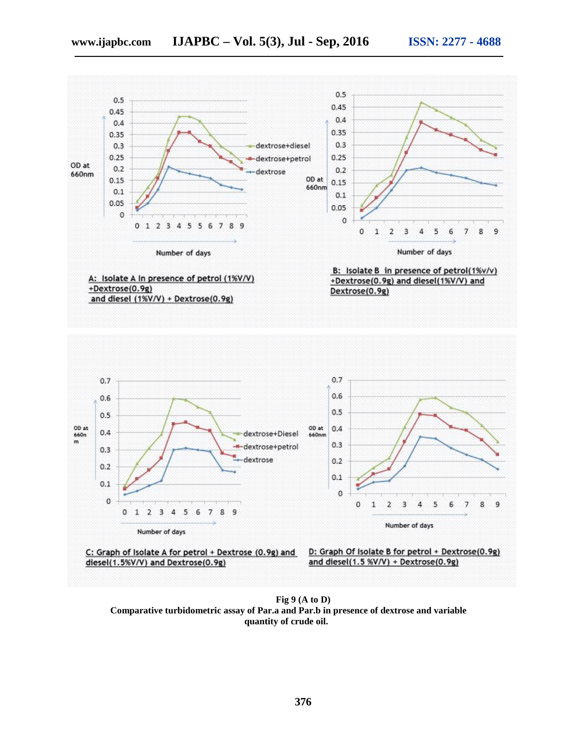0.5
0.45
0.4
0.35
0.3
0.25
0.2
0.15
0.1
0.05
0

OD at 660nm

0 1 2 3 4 5 5 6 7 8 9

Number of days

dextrose+diesel
dextrose+petrol
dextrose

A: Isolate A In presence of petrol (1%V/V) +Dextrose(0.9g) and diesel (1%V/V) + Dextrose(0.9g)

0.5
0.45
0.4
0.35
0.3
0.25
0.2
0.15
0.1
0.05
0

OD at 660nm

0 1 2 3 4 5 6 7 8 9

Number of days

B: Isolate B in presence of petrol(1%v/v) +Dextrose(0.9g) and diesel(1%V/V) and Dextrose(0.9g)

0.7
0.6
0.5
0.4
0.3
0.2
0.1
0

OD at 660nm

0 1 2 3 4 5 6 7 8 9

Number of days

dextrose+Diesel
dextrose+petrol
dextrose

C: Graph of Isolate A for petrol + Dextrose (0.9g) and diesel(1.5%V/V) and Dextrose(0.9g)

0.7
0.6
0.5
0.4
0.3
0.2
0.1
0

OD at 660nm

0 1 2 3 4 5 6 7 8 9

Number of days

D: Graph Of Isolate B for petrol + Dextrose(0.9g) and diesel(1.5 %V/V) + Dextrose(0.9g)

**Fig 9 (A to D)**
**Comparative turbidometric assay of Par.a and Par.b in presence of dextrose and variable quantity of crude oil.**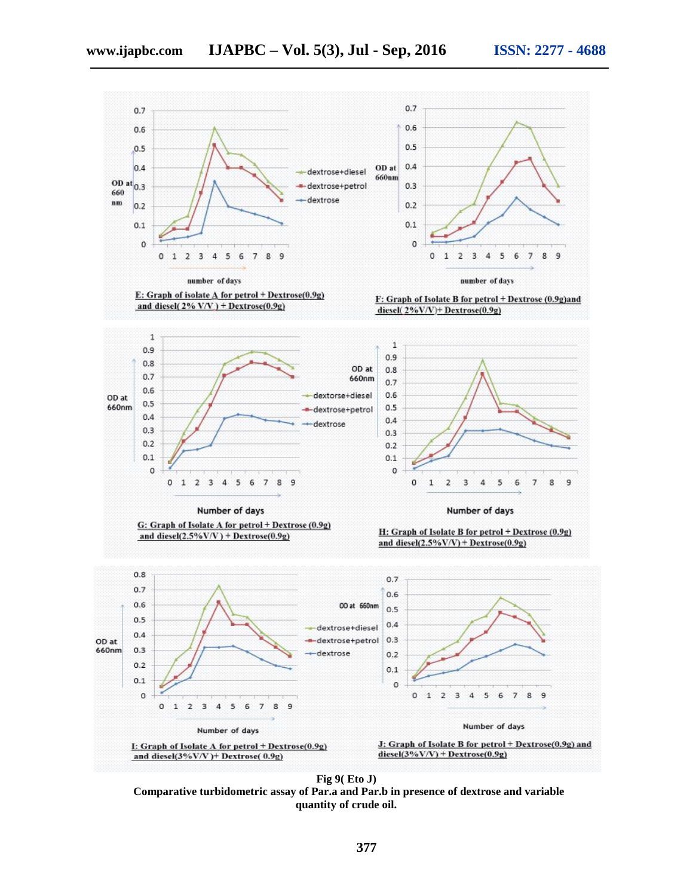0.7
0.6
0.5
0.4
OD at 660 nm
0.3
0.2
0.1
0
0 1 2 3 4 5 6 7 8 9
number of days

dextrose+diesel
dextrose+petrol
dextrose

E: Graph of isolate A for petrol + Dextrose(0.9g) and diesel( 2% V/V ) + Dextrose(0.9g)

0.7
0.6
0.5
OD at 660nm
0.4
0.3
0.2
0.1
0
0 1 2 3 4 5 6 7 8 9
number of days

F: Graph of Isolate B for petrol + Dextrose (0.9g)and diesel( 2%V/V)+ Dextrose(0.9g)

1
0.9
0.8
0.7
0.6
OD at 660nm
0.5
0.4
0.3
0.2
0.1
0
0 1 2 3 4 5 6 7 8 9
Number of days

dextorse+diesel
dextrose+petrol
dextrose

G: Graph of Isolate A for petrol + Dextrose (0.9g) and diesel(2.5%V/V ) + Dextrose(0.9g)

1
0.9
OD at 660nm
0.8
0.7
0.6
0.5
0.4
0.3
0.2
0.1
0
0 1 2 3 4 5 6 7 8 9
Number of days

H: Graph of Isolate B for petrol + Dextrose (0.9g) and diesel(2.5%V/V) + Dextrose(0.9g)

0.8
0.7
0.6
0.5
OD at 660nm
0.4
0.3
0.2
0.1
0
0 1 2 3 4 5 6 7 8 9
Number of days

dextrose+diesel
dextrose+petrol
dextrose

I: Graph of Isolate A for petrol + Dextrose(0.9g) and diesel(3%V/V )+ Dextrose( 0.9g)

0.7
0.6
OD at 660nm
0.5
0.4
0.3
0.2
0.1
0
0 1 2 3 4 5 6 7 8 9
Number of days

J: Graph of Isolate B for petrol + Dextrose(0.9g) and diesel(3%V/V) + Dextrose(0.9g)

**Fig 9( Eto J)**

**Comparative turbidometric assay of Par.a and Par.b in presence of dextrose and variable quantity of crude oil.**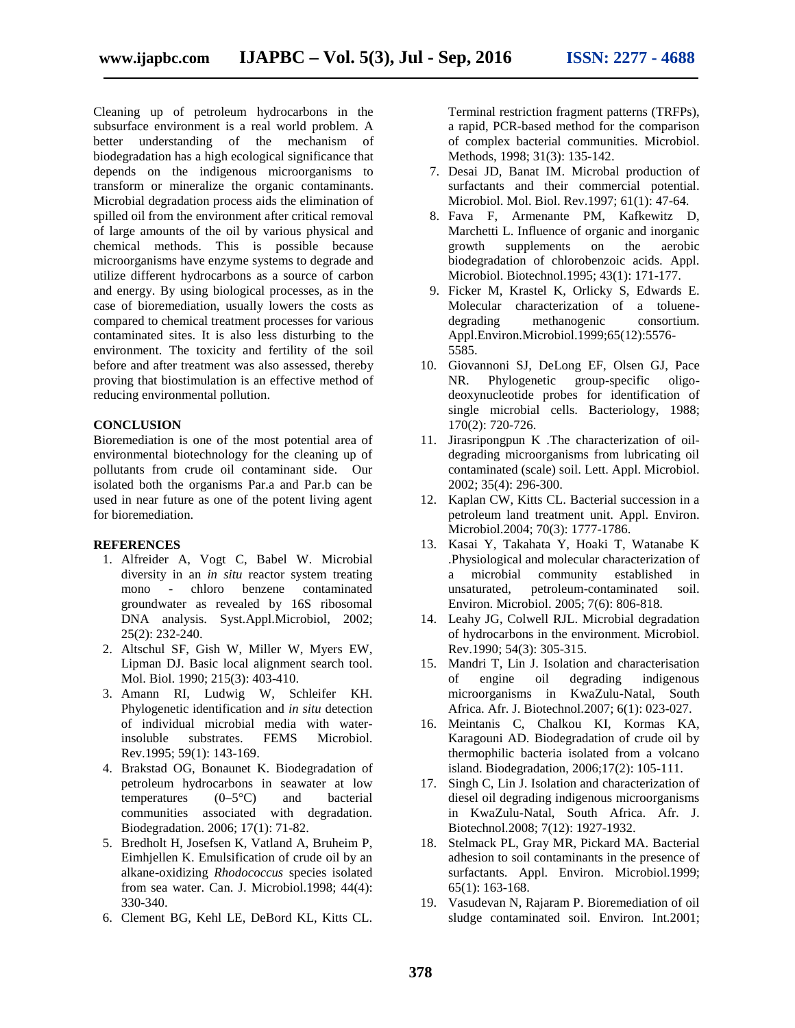Cleaning up of petroleum hydrocarbons in the subsurface environment is a real world problem. A better understanding of the mechanism of biodegradation has a high ecological significance that depends on the indigenous microorganisms to transform or mineralize the organic contaminants. Microbial degradation process aids the elimination of spilled oil from the environment after critical removal of large amounts of the oil by various physical and chemical methods. This is possible because microorganisms have enzyme systems to degrade and utilize different hydrocarbons as a source of carbon and energy. By using biological processes, as in the case of bioremediation, usually lowers the costs as compared to chemical treatment processes for various contaminated sites. It is also less disturbing to the environment. The toxicity and fertility of the soil before and after treatment was also assessed, thereby proving that biostimulation is an effective method of reducing environmental pollution.

## CONCLUSION

Bioremediation is one of the most potential area of environmental biotechnology for the cleaning up of pollutants from crude oil contaminant side. Our isolated both the organisms Par.a and Par.b can be used in near future as one of the potent living agent for bioremediation.

## REFERENCES

1. Alfreider A, Vogt C, Babel W. Microbial diversity in an *in situ* reactor system treating mono - chloro benzene contaminated groundwater as revealed by 16S ribosomal DNA analysis. Syst.Appl.Microbiol, 2002; 25(2): 232-240.
2. Altschul SF, Gish W, Miller W, Myers EW, Lipman DJ. Basic local alignment search tool. Mol. Biol. 1990; 215(3): 403-410.
3. Amann RI, Ludwig W, Schleifer KH. Phylogenetic identification and *in situ* detection of individual microbial media with water-insoluble substrates. FEMS Microbiol. Rev.1995; 59(1): 143-169.
4. Brakstad OG, Bonaunet K. Biodegradation of petroleum hydrocarbons in seawater at low temperatures (0–5°C) and bacterial communities associated with degradation. Biodegradation. 2006; 17(1): 71-82.
5. Bredholt H, Josefsen K, Vatland A, Bruheim P, Eimhjellen K. Emulsification of crude oil by an alkane-oxidizing *Rhodococcus* species isolated from sea water. Can. J. Microbiol.1998; 44(4): 330-340.
6. Clement BG, Kehl LE, DeBord KL, Kitts CL. Terminal restriction fragment patterns (TRFPs), a rapid, PCR-based method for the comparison of complex bacterial communities. Microbiol. Methods, 1998; 31(3): 135-142.
7. Desai JD, Banat IM. Microbal production of surfactants and their commercial potential. Microbiol. Mol. Biol. Rev.1997; 61(1): 47-64.
8. Fava F, Armenante PM, Kafkewitz D, Marchetti L. Influence of organic and inorganic growth supplements on the aerobic biodegradation of chlorobenzoic acids. Appl. Microbiol. Biotechnol.1995; 43(1): 171-177.
9. Ficker M, Krastel K, Orlicky S, Edwards E. Molecular characterization of a toluene-degrading methanogenic consortium. Appl.Environ.Microbiol.1999;65(12):5576-5585.
10. Giovannoni SJ, DeLong EF, Olsen GJ, Pace NR. Phylogenetic group-specific oligo-deoxynucleotide probes for identification of single microbial cells. Bacteriology, 1988; 170(2): 720-726.
11. Jirasripongpun K .The characterization of oil-degrading microorganisms from lubricating oil contaminated (scale) soil. Lett. Appl. Microbiol. 2002; 35(4): 296-300.
12. Kaplan CW, Kitts CL. Bacterial succession in a petroleum land treatment unit. Appl. Environ. Microbiol.2004; 70(3): 1777-1786.
13. Kasai Y, Takahata Y, Hoaki T, Watanabe K .Physiological and molecular characterization of a microbial community established in unsaturated, petroleum-contaminated soil. Environ. Microbiol. 2005; 7(6): 806-818.
14. Leahy JG, Colwell RJL. Microbial degradation of hydrocarbons in the environment. Microbiol. Rev.1990; 54(3): 305-315.
15. Mandri T, Lin J. Isolation and characterisation of engine oil degrading indigenous microorganisms in KwaZulu-Natal, South Africa. Afr. J. Biotechnol.2007; 6(1): 023-027.
16. Meintanis C, Chalkou KI, Kormas KA, Karagouni AD. Biodegradation of crude oil by thermophilic bacteria isolated from a volcano island. Biodegradation, 2006;17(2): 105-111.
17. Singh C, Lin J. Isolation and characterization of diesel oil degrading indigenous microorganisms in KwaZulu-Natal, South Africa. Afr. J. Biotechnol.2008; 7(12): 1927-1932.
18. Stelmack PL, Gray MR, Pickard MA. Bacterial adhesion to soil contaminants in the presence of surfactants. Appl. Environ. Microbiol.1999; 65(1): 163-168.
19. Vasudevan N, Rajaram P. Bioremediation of oil sludge contaminated soil. Environ. Int.2001;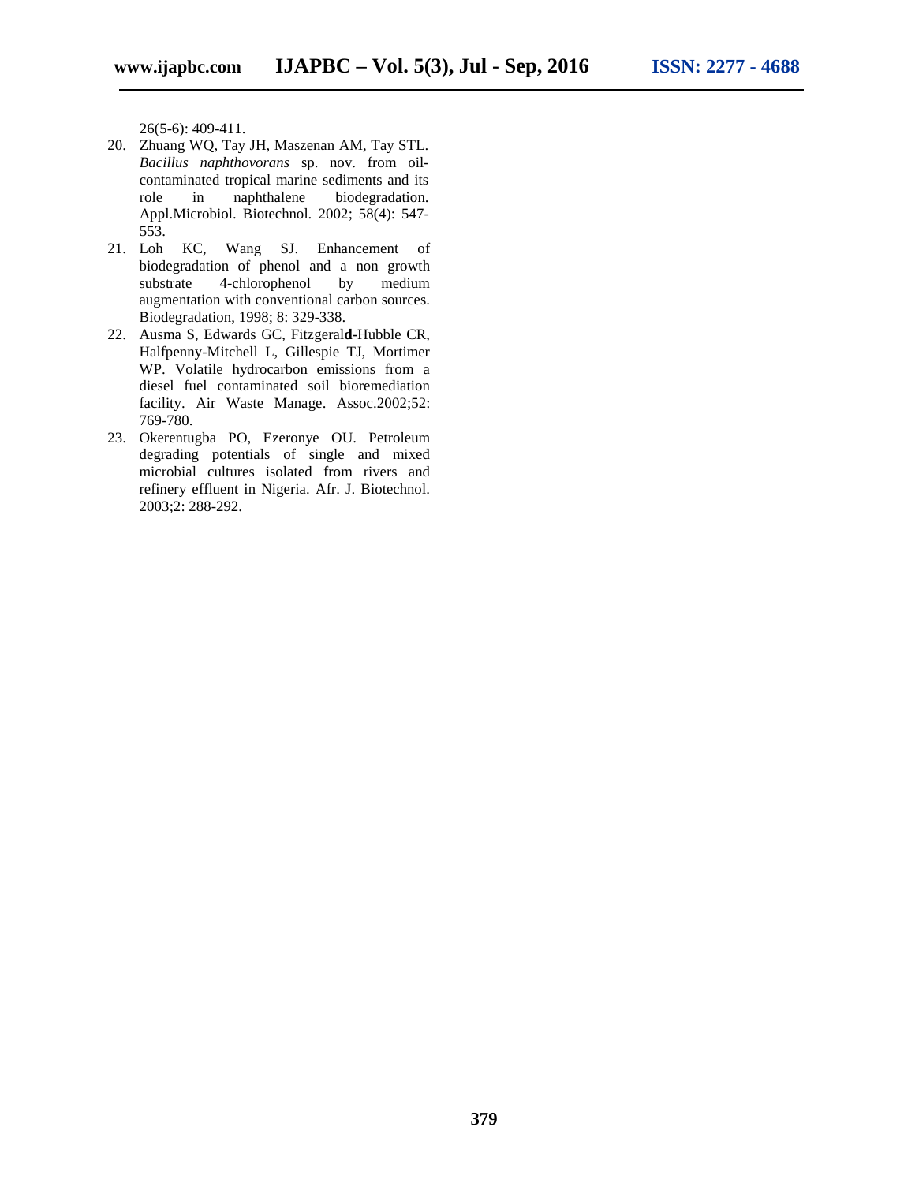26(5-6): 409-411.

20. Zhuang WQ, Tay JH, Maszenan AM, Tay STL. *Bacillus naphthovorans* sp. nov. from oil-contaminated tropical marine sediments and its role in naphthalene biodegradation. Appl.Microbiol. Biotechnol. 2002; 58(4): 547-553.
21. Loh KC, Wang SJ. Enhancement of biodegradation of phenol and a non growth substrate 4-chlorophenol by medium augmentation with conventional carbon sources. Biodegradation, 1998; 8: 329-338.
22. Ausma S, Edwards GC, Fitzgeral**d**-Hubble CR, Halfpenny-Mitchell L, Gillespie TJ, Mortimer WP. Volatile hydrocarbon emissions from a diesel fuel contaminated soil bioremediation facility. Air Waste Manage. Assoc.2002;52: 769-780.
23. Okerentugba PO, Ezeronye OU. Petroleum degrading potentials of single and mixed microbial cultures isolated from rivers and refinery effluent in Nigeria. Afr. J. Biotechnol. 2003;2: 288-292.